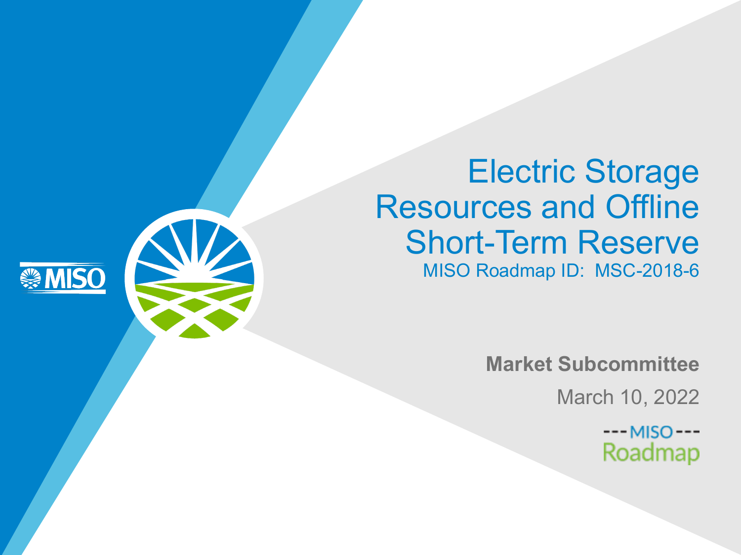# Electric Storage Resources and Offline Short-Term Reserve

MISO Roadmap ID: MSC-2018-6

**Market Subcommittee**

March 10, 2022

MISO Roadmap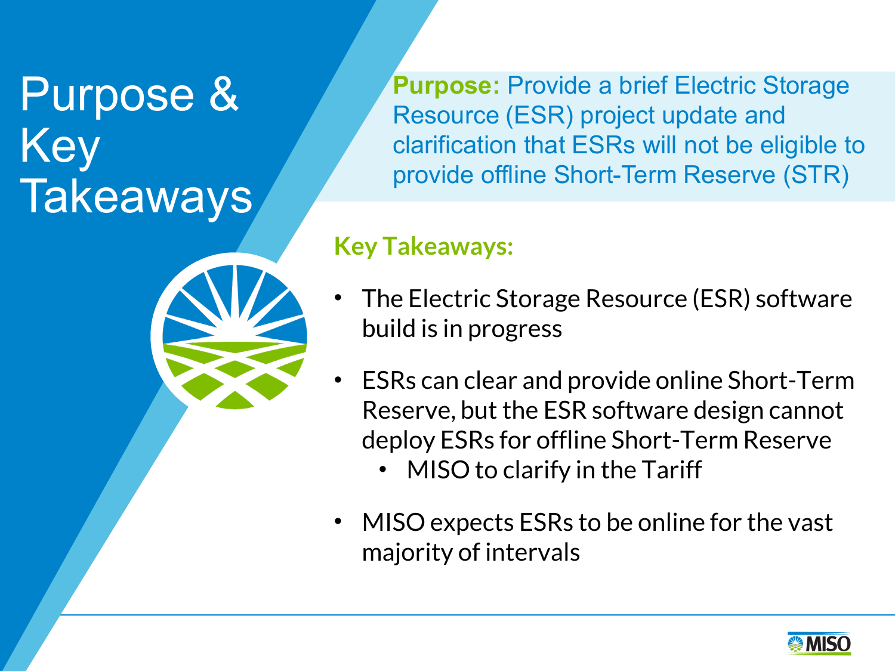# Purpose & Key Takeaways

**Purpose:** Provide a brief Electric Storage Resource (ESR) project update and clarification that ESRs will not be eligible to provide offline Short-Term Reserve (STR)

**Key Takeaways:**

- The Electric Storage Resource (ESR) software build is in progress
- ESRs can clear and provide online Short-Term Reserve, but the ESR software design cannot deploy ESRs for offline Short-Term Reserve
  - MISO to clarify in the Tariff
- MISO expects ESRs to be online for the vast majority of intervals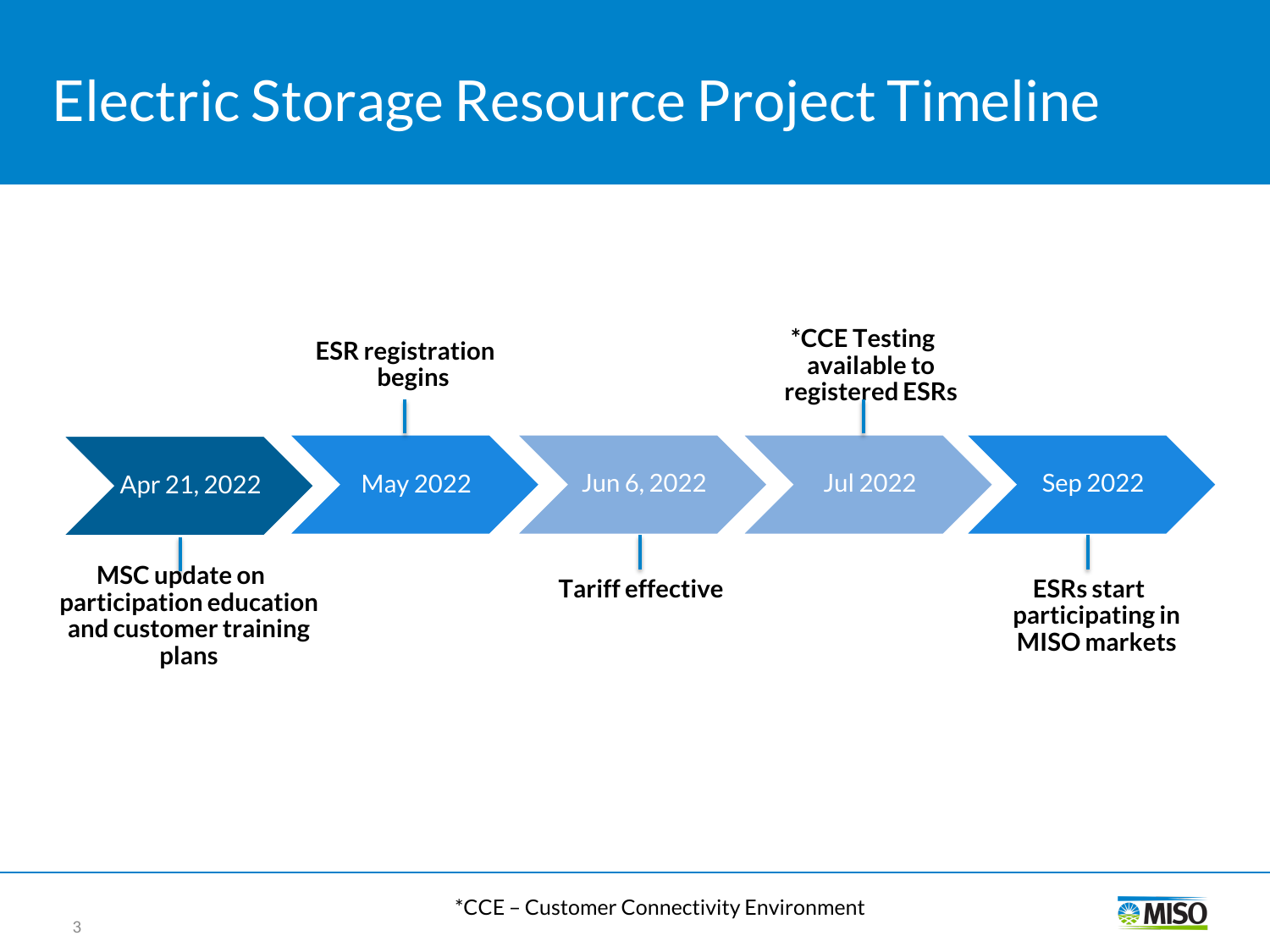# Electric Storage Resource Project Timeline

Apr 21, 2022

MSC update on participation education and customer training plans

May 2022

ESR registration begins

Jun 6, 2022

Tariff effective

Jul 2022

*CCE Testing available to registered ESRs

Sep 2022

ESRs start participating in MISO markets

*CCE – Customer Connectivity Environment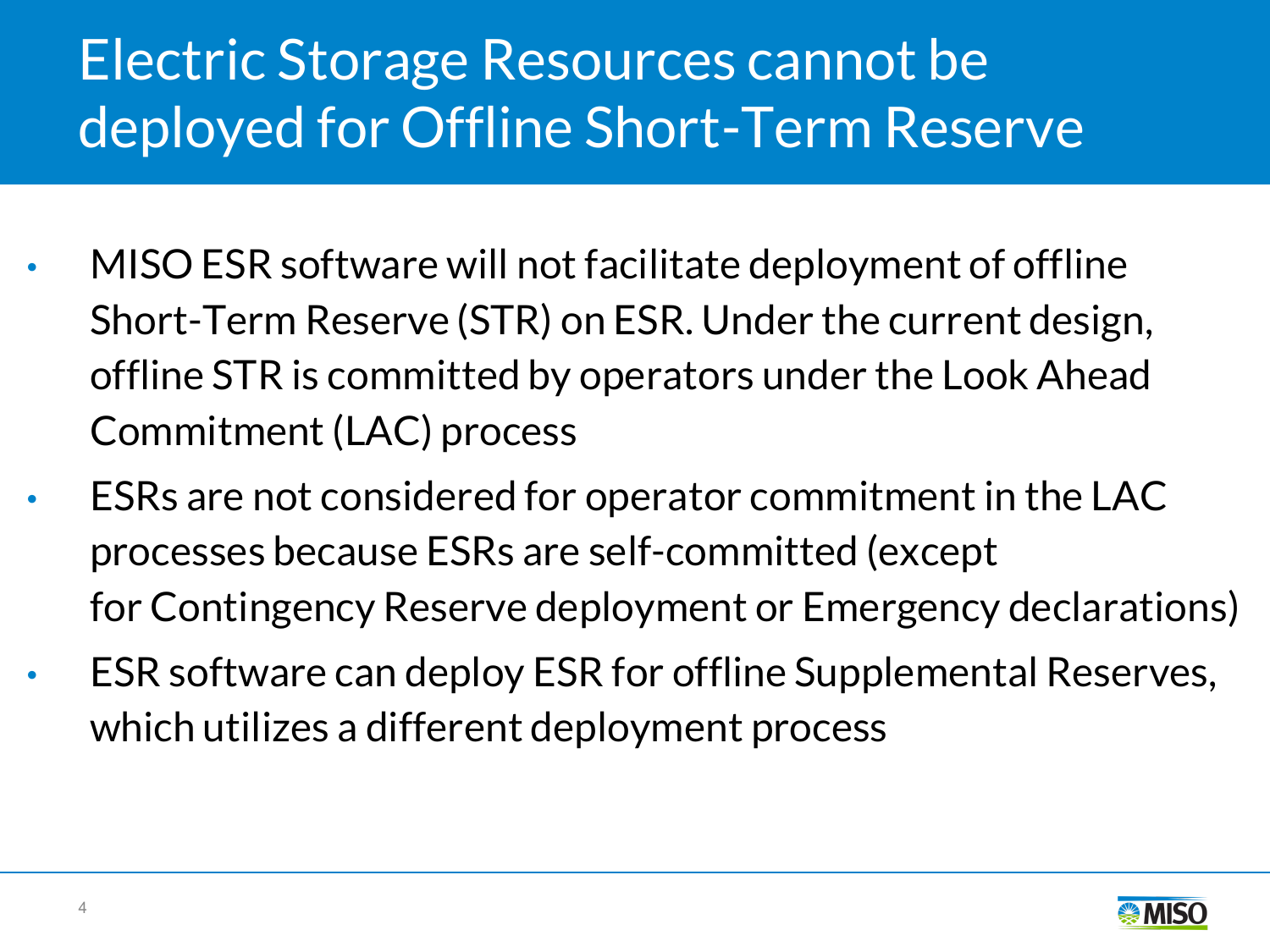# Electric Storage Resources cannot be deployed for Offline Short-Term Reserve

- MISO ESR software will not facilitate deployment of offline Short-Term Reserve (STR) on ESR. Under the current design, offline STR is committed by operators under the Look Ahead Commitment (LAC) process
- ESRs are not considered for operator commitment in the LAC processes because ESRs are self-committed (except for Contingency Reserve deployment or Emergency declarations)
- ESR software can deploy ESR for offline Supplemental Reserves, which utilizes a different deployment process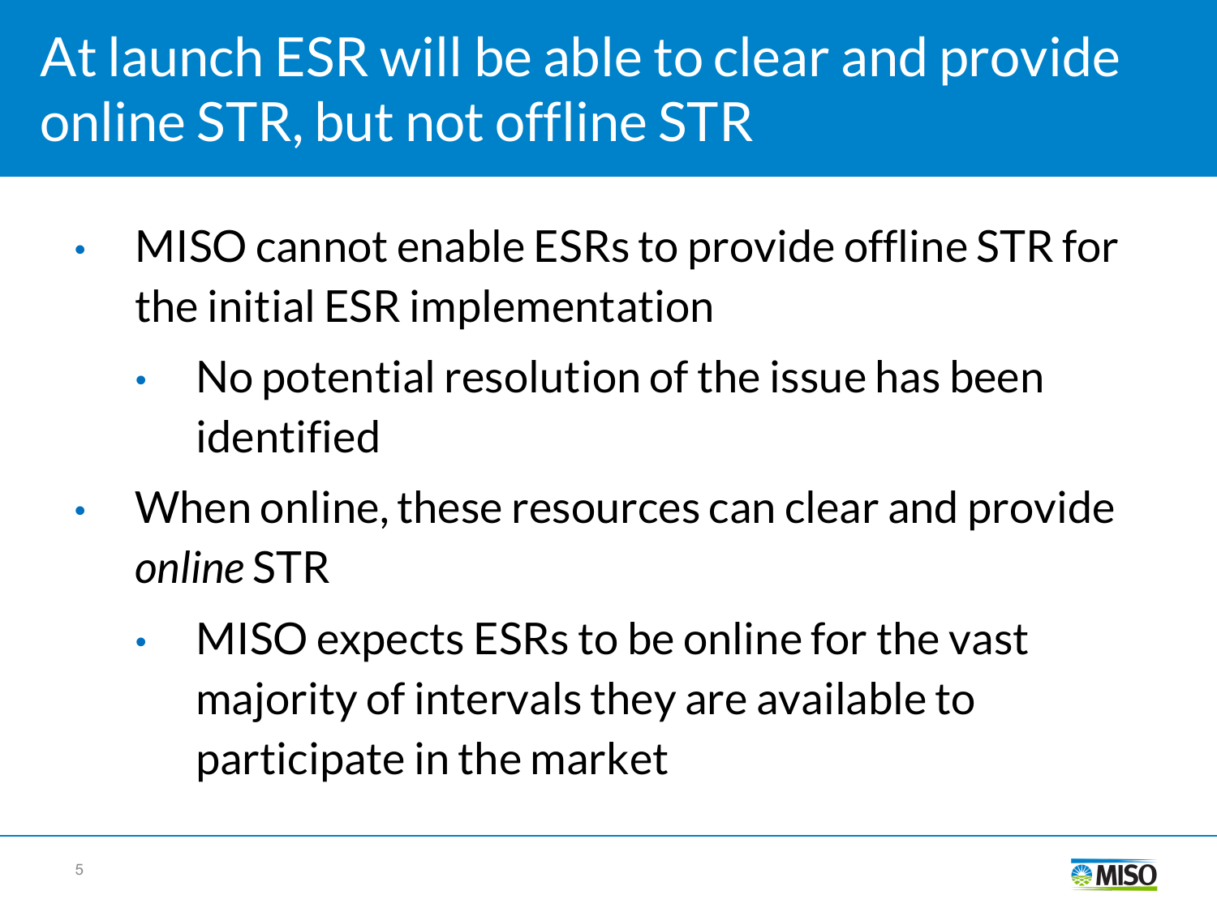# At launch ESR will be able to clear and provide online STR, but not offline STR

- MISO cannot enable ESRs to provide offline STR for the initial ESR implementation
  - No potential resolution of the issue has been identified
- When online, these resources can clear and provide *online* STR
  - MISO expects ESRs to be online for the vast majority of intervals they are available to participate in the market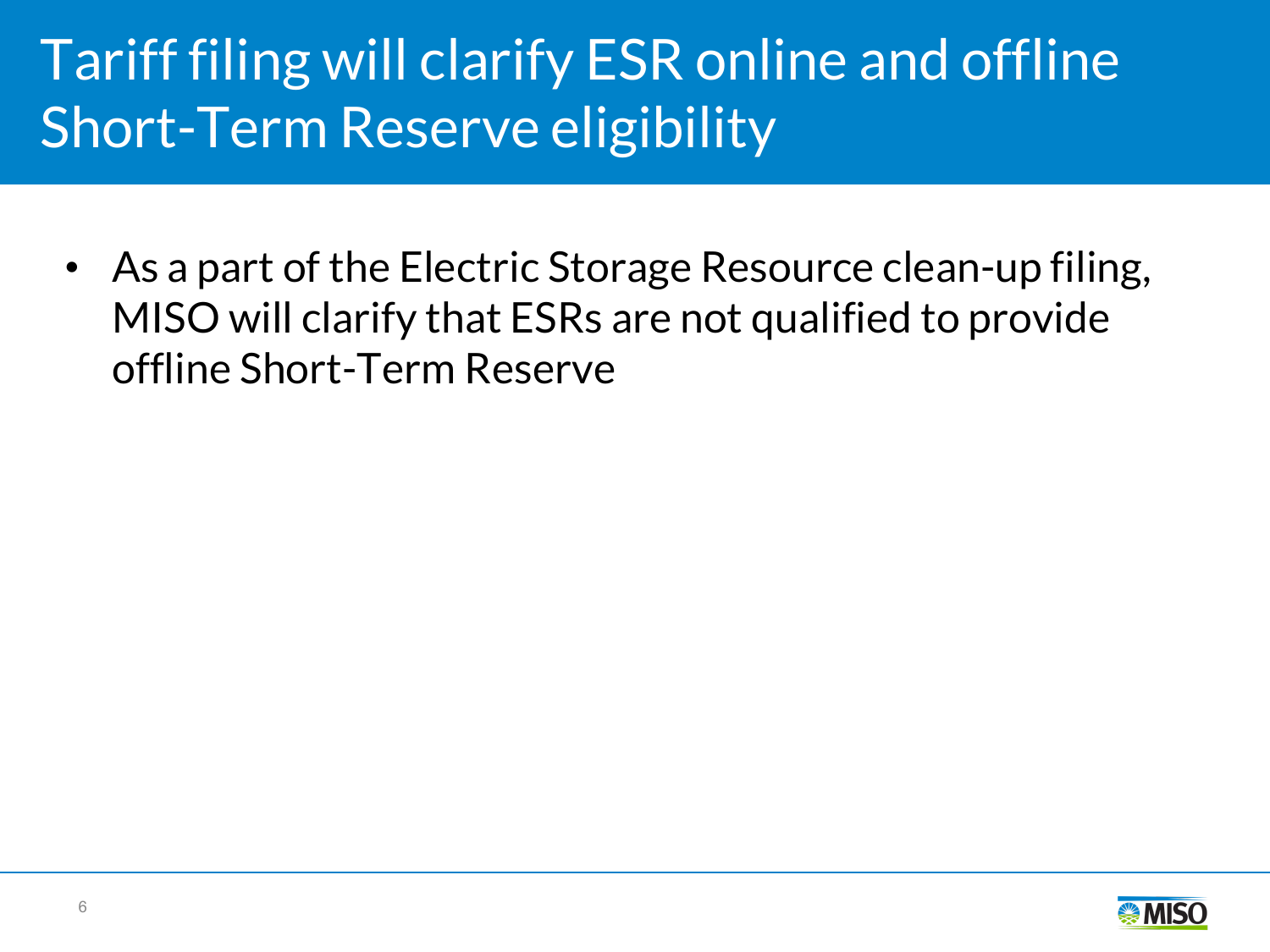# Tariff filing will clarify ESR online and offline Short-Term Reserve eligibility

- As a part of the Electric Storage Resource clean-up filing, MISO will clarify that ESRs are not qualified to provide offline Short-Term Reserve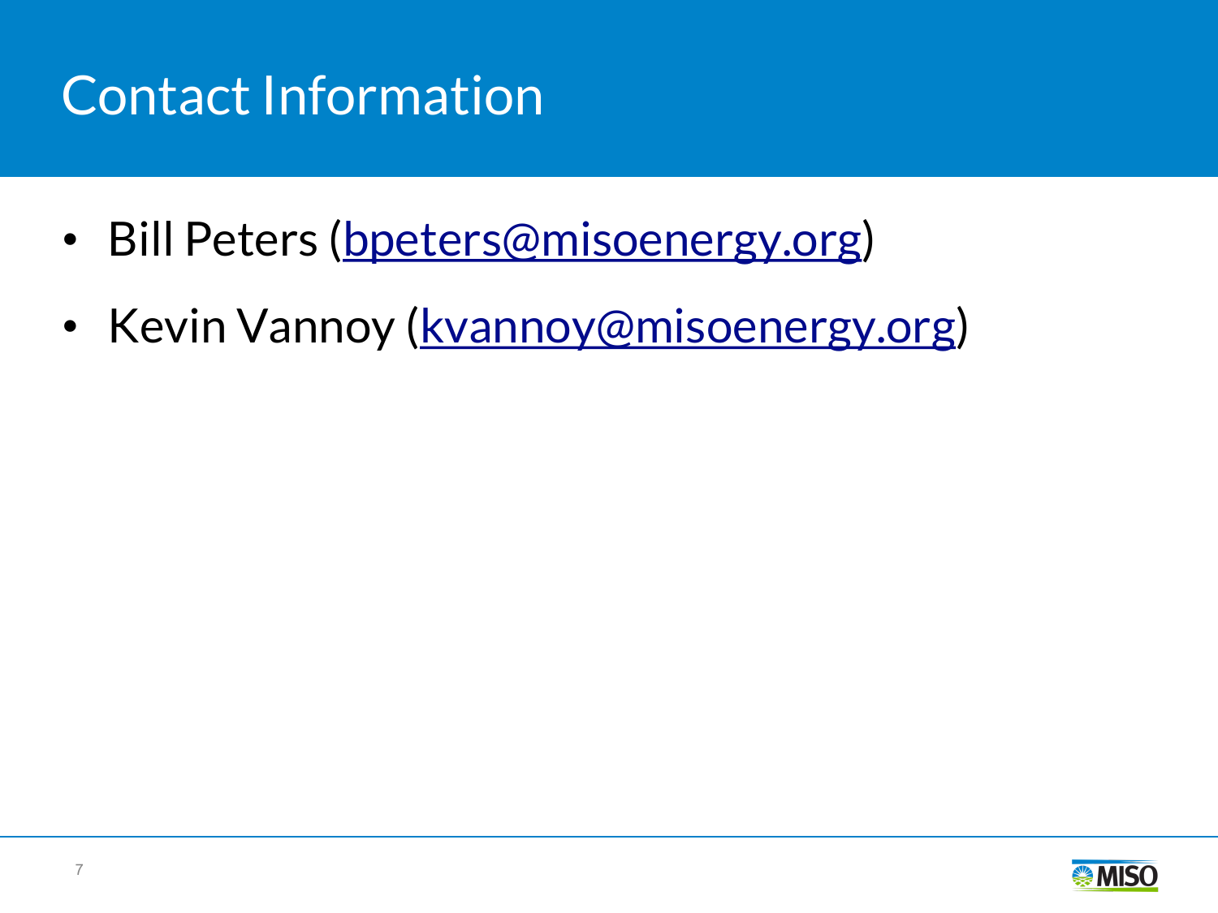# Contact Information

- Bill Peters (bpeters@misoenergy.org)
- Kevin Vannoy (kvannoy@misoenergy.org)